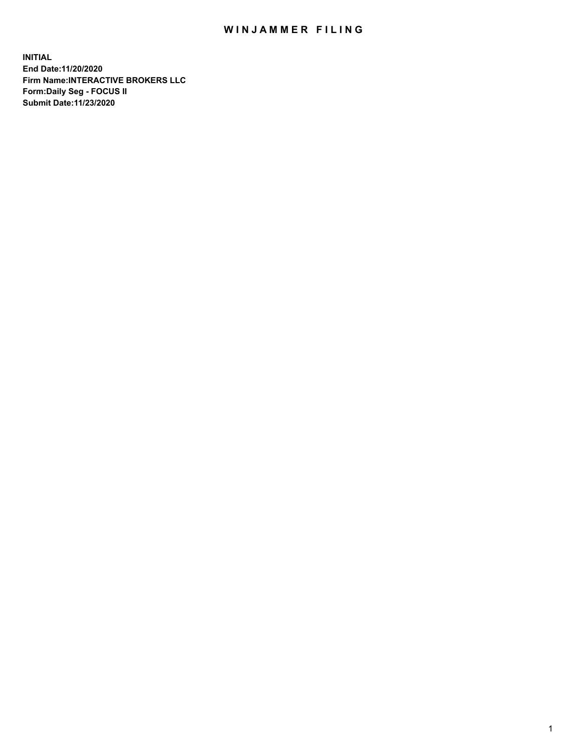# WINJAMMER FILING

**INITIAL**
**End Date:11/20/2020**
**Firm Name:INTERACTIVE BROKERS LLC**
**Form:Daily Seg - FOCUS II**
**Submit Date:11/23/2020**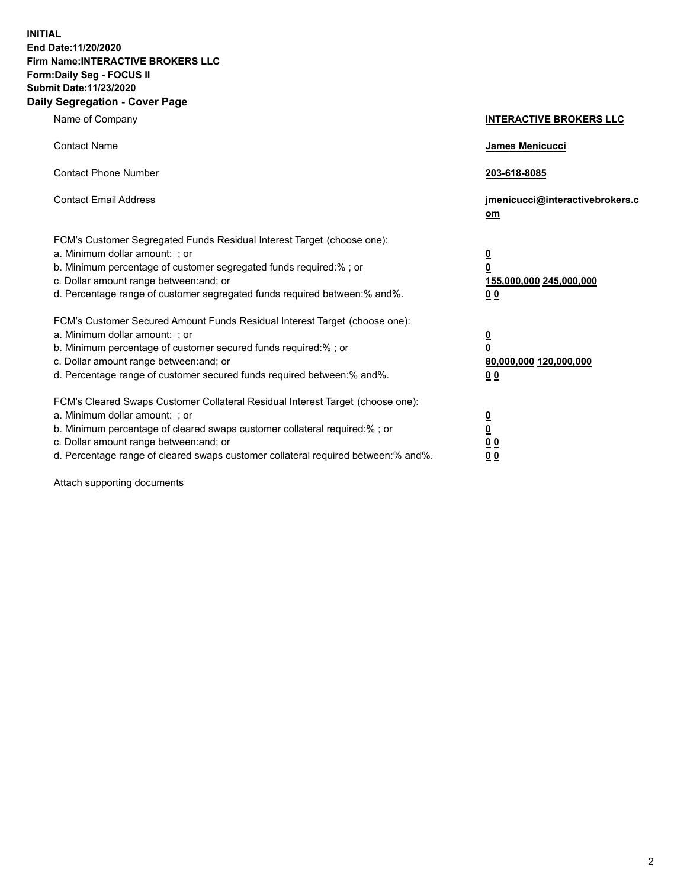**INITIAL**
**End Date:11/20/2020**
**Firm Name:INTERACTIVE BROKERS LLC**
**Form:Daily Seg - FOCUS II**
**Submit Date:11/23/2020**

## Daily Segregation - Cover Page

| | |
|---|---|
| Name of Company | **INTERACTIVE BROKERS LLC** |
| Contact Name | **James Menicucci** |
| Contact Phone Number | **203-618-8085** |
| Contact Email Address | **jmenicucci@interactivebrokers.com** |

FCM's Customer Segregated Funds Residual Interest Target (choose one):

| | |
|---|---|
| a. Minimum dollar amount: ; or | **0** |
| b. Minimum percentage of customer segregated funds required:% ; or | **0** |
| c. Dollar amount range between:and; or | **155,000,000 245,000,000** |
| d. Percentage range of customer segregated funds required between:% and%. | **0 0** |

FCM's Customer Secured Amount Funds Residual Interest Target (choose one):

| | |
|---|---|
| a. Minimum dollar amount: ; or | **0** |
| b. Minimum percentage of customer secured funds required:% ; or | **0** |
| c. Dollar amount range between:and; or | **80,000,000 120,000,000** |
| d. Percentage range of customer secured funds required between:% and%. | **0 0** |

FCM's Cleared Swaps Customer Collateral Residual Interest Target (choose one):

| | |
|---|---|
| a. Minimum dollar amount: ; or | **0** |
| b. Minimum percentage of cleared swaps customer collateral required:% ; or | **0** |
| c. Dollar amount range between:and; or | **0 0** |
| d. Percentage range of cleared swaps customer collateral required between:% and%. | **0 0** |

Attach supporting documents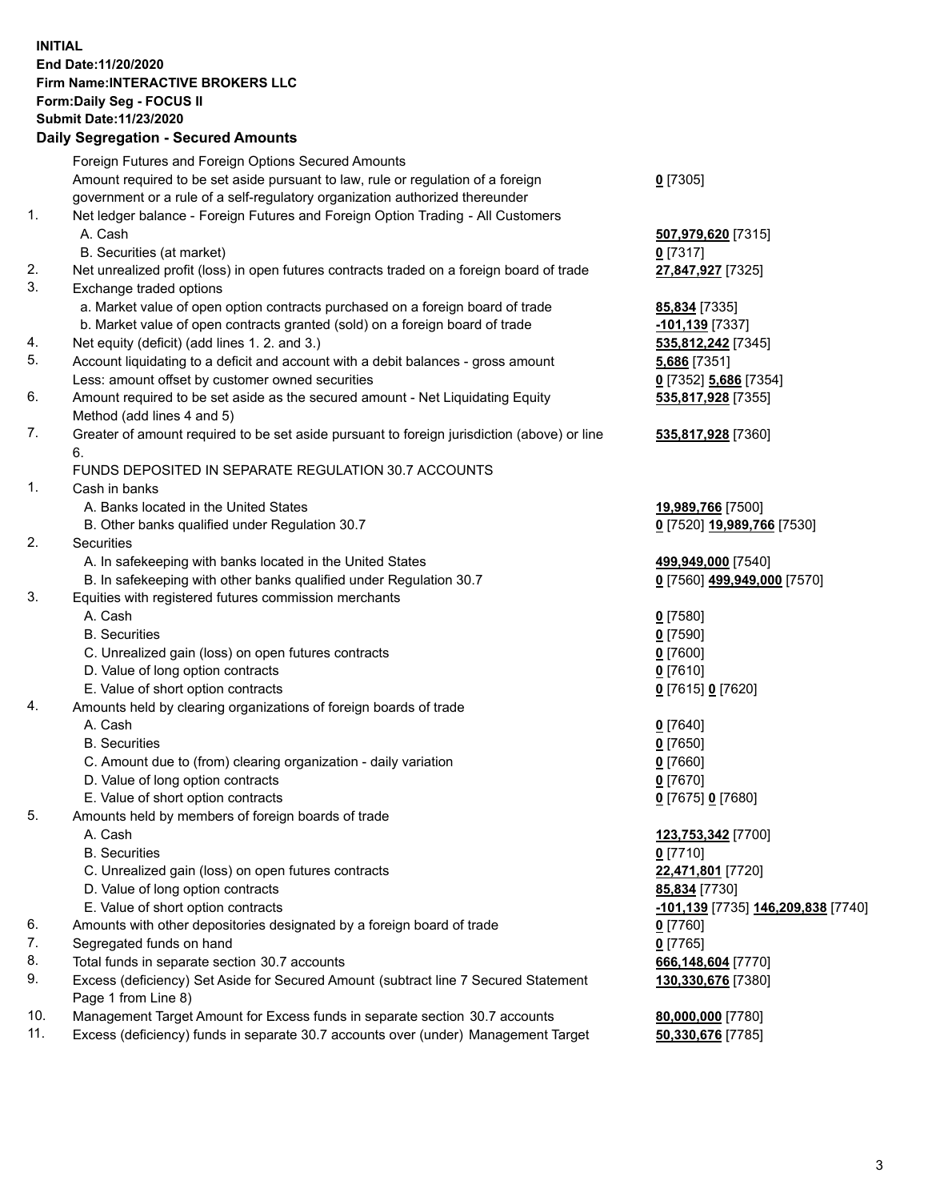**INITIAL**
**End Date:11/20/2020**
**Firm Name:INTERACTIVE BROKERS LLC**
**Form:Daily Seg - FOCUS II**
**Submit Date:11/23/2020**

## Daily Segregation - Secured Amounts

| | | |
|---|---|---|
| | Foreign Futures and Foreign Options Secured Amounts | |
| | Amount required to be set aside pursuant to law, rule or regulation of a foreign government or a rule of a self-regulatory organization authorized thereunder | **0** [7305] |
| 1. | Net ledger balance - Foreign Futures and Foreign Option Trading - All Customers | |
| | A. Cash | **507,979,620** [7315] |
| | B. Securities (at market) | **0** [7317] |
| 2. | Net unrealized profit (loss) in open futures contracts traded on a foreign board of trade | **27,847,927** [7325] |
| 3. | Exchange traded options | |
| | a. Market value of open option contracts purchased on a foreign board of trade | **85,834** [7335] |
| | b. Market value of open contracts granted (sold) on a foreign board of trade | **-101,139** [7337] |
| 4. | Net equity (deficit) (add lines 1. 2. and 3.) | **535,812,242** [7345] |
| 5. | Account liquidating to a deficit and account with a debit balances - gross amount | **5,686** [7351] |
| | Less: amount offset by customer owned securities | **0** [7352] **5,686** [7354] |
| 6. | Amount required to be set aside as the secured amount - Net Liquidating Equity Method (add lines 4 and 5) | **535,817,928** [7355] |
| 7. | Greater of amount required to be set aside pursuant to foreign jurisdiction (above) or line 6. | **535,817,928** [7360] |
| | FUNDS DEPOSITED IN SEPARATE REGULATION 30.7 ACCOUNTS | |
| 1. | Cash in banks | |
| | A. Banks located in the United States | **19,989,766** [7500] |
| | B. Other banks qualified under Regulation 30.7 | **0** [7520] **19,989,766** [7530] |
| 2. | Securities | |
| | A. In safekeeping with banks located in the United States | **499,949,000** [7540] |
| | B. In safekeeping with other banks qualified under Regulation 30.7 | **0** [7560] **499,949,000** [7570] |
| 3. | Equities with registered futures commission merchants | |
| | A. Cash | **0** [7580] |
| | B. Securities | **0** [7590] |
| | C. Unrealized gain (loss) on open futures contracts | **0** [7600] |
| | D. Value of long option contracts | **0** [7610] |
| | E. Value of short option contracts | **0** [7615] **0** [7620] |
| 4. | Amounts held by clearing organizations of foreign boards of trade | |
| | A. Cash | **0** [7640] |
| | B. Securities | **0** [7650] |
| | C. Amount due to (from) clearing organization - daily variation | **0** [7660] |
| | D. Value of long option contracts | **0** [7670] |
| | E. Value of short option contracts | **0** [7675] **0** [7680] |
| 5. | Amounts held by members of foreign boards of trade | |
| | A. Cash | **123,753,342** [7700] |
| | B. Securities | **0** [7710] |
| | C. Unrealized gain (loss) on open futures contracts | **22,471,801** [7720] |
| | D. Value of long option contracts | **85,834** [7730] |
| | E. Value of short option contracts | **-101,139** [7735] **146,209,838** [7740] |
| 6. | Amounts with other depositories designated by a foreign board of trade | **0** [7760] |
| 7. | Segregated funds on hand | **0** [7765] |
| 8. | Total funds in separate section 30.7 accounts | **666,148,604** [7770] |
| 9. | Excess (deficiency) Set Aside for Secured Amount (subtract line 7 Secured Statement Page 1 from Line 8) | **130,330,676** [7380] |
| 10. | Management Target Amount for Excess funds in separate section 30.7 accounts | **80,000,000** [7780] |
| 11. | Excess (deficiency) funds in separate 30.7 accounts over (under) Management Target | **50,330,676** [7785] |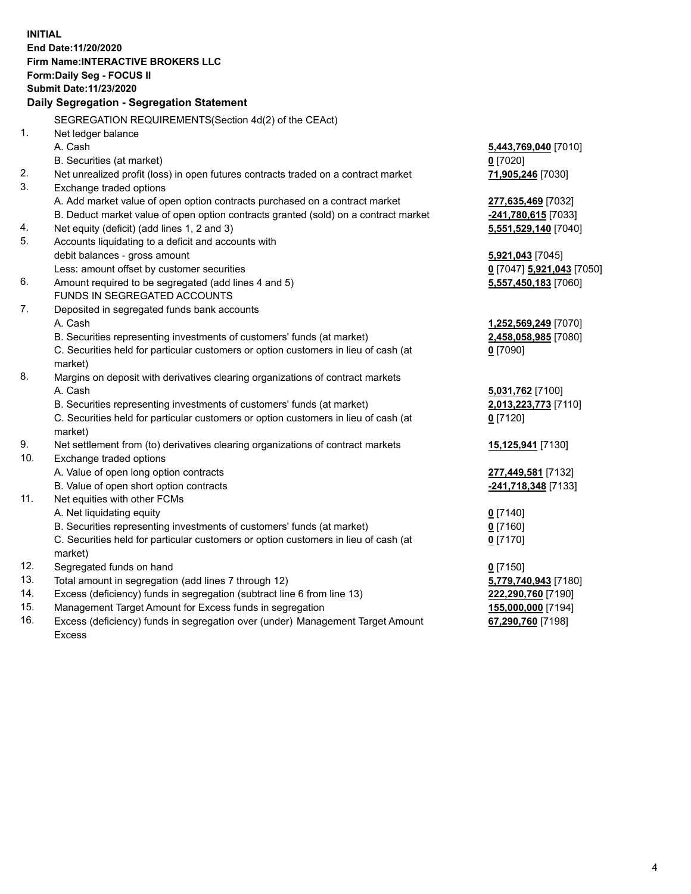**INITIAL**
**End Date:11/20/2020**
**Firm Name:INTERACTIVE BROKERS LLC**
**Form:Daily Seg - FOCUS II**
**Submit Date:11/23/2020**

**Daily Segregation - Segregation Statement**

| | SEGREGATION REQUIREMENTS(Section 4d(2) of the CEAct) | |
|---|---|---|
| 1. | Net ledger balance | |
| | A. Cash | **5,443,769,040** [7010] |
| | B. Securities (at market) | **0** [7020] |
| 2. | Net unrealized profit (loss) in open futures contracts traded on a contract market | **71,905,246** [7030] |
| 3. | Exchange traded options | |
| | A. Add market value of open option contracts purchased on a contract market | **277,635,469** [7032] |
| | B. Deduct market value of open option contracts granted (sold) on a contract market | **-241,780,615** [7033] |
| 4. | Net equity (deficit) (add lines 1, 2 and 3) | **5,551,529,140** [7040] |
| 5. | Accounts liquidating to a deficit and accounts with | |
| | debit balances - gross amount | **5,921,043** [7045] |
| | Less: amount offset by customer securities | **0** [7047] **5,921,043** [7050] |
| 6. | Amount required to be segregated (add lines 4 and 5) | **5,557,450,183** [7060] |
| | FUNDS IN SEGREGATED ACCOUNTS | |
| 7. | Deposited in segregated funds bank accounts | |
| | A. Cash | **1,252,569,249** [7070] |
| | B. Securities representing investments of customers' funds (at market) | **2,458,058,985** [7080] |
| | C. Securities held for particular customers or option customers in lieu of cash (at market) | **0** [7090] |
| 8. | Margins on deposit with derivatives clearing organizations of contract markets | |
| | A. Cash | **5,031,762** [7100] |
| | B. Securities representing investments of customers' funds (at market) | **2,013,223,773** [7110] |
| | C. Securities held for particular customers or option customers in lieu of cash (at market) | **0** [7120] |
| 9. | Net settlement from (to) derivatives clearing organizations of contract markets | **15,125,941** [7130] |
| 10. | Exchange traded options | |
| | A. Value of open long option contracts | **277,449,581** [7132] |
| | B. Value of open short option contracts | **-241,718,348** [7133] |
| 11. | Net equities with other FCMs | |
| | A. Net liquidating equity | **0** [7140] |
| | B. Securities representing investments of customers' funds (at market) | **0** [7160] |
| | C. Securities held for particular customers or option customers in lieu of cash (at market) | **0** [7170] |
| 12. | Segregated funds on hand | **0** [7150] |
| 13. | Total amount in segregation (add lines 7 through 12) | **5,779,740,943** [7180] |
| 14. | Excess (deficiency) funds in segregation (subtract line 6 from line 13) | **222,290,760** [7190] |
| 15. | Management Target Amount for Excess funds in segregation | **155,000,000** [7194] |
| 16. | Excess (deficiency) funds in segregation over (under) Management Target Amount Excess | **67,290,760** [7198] |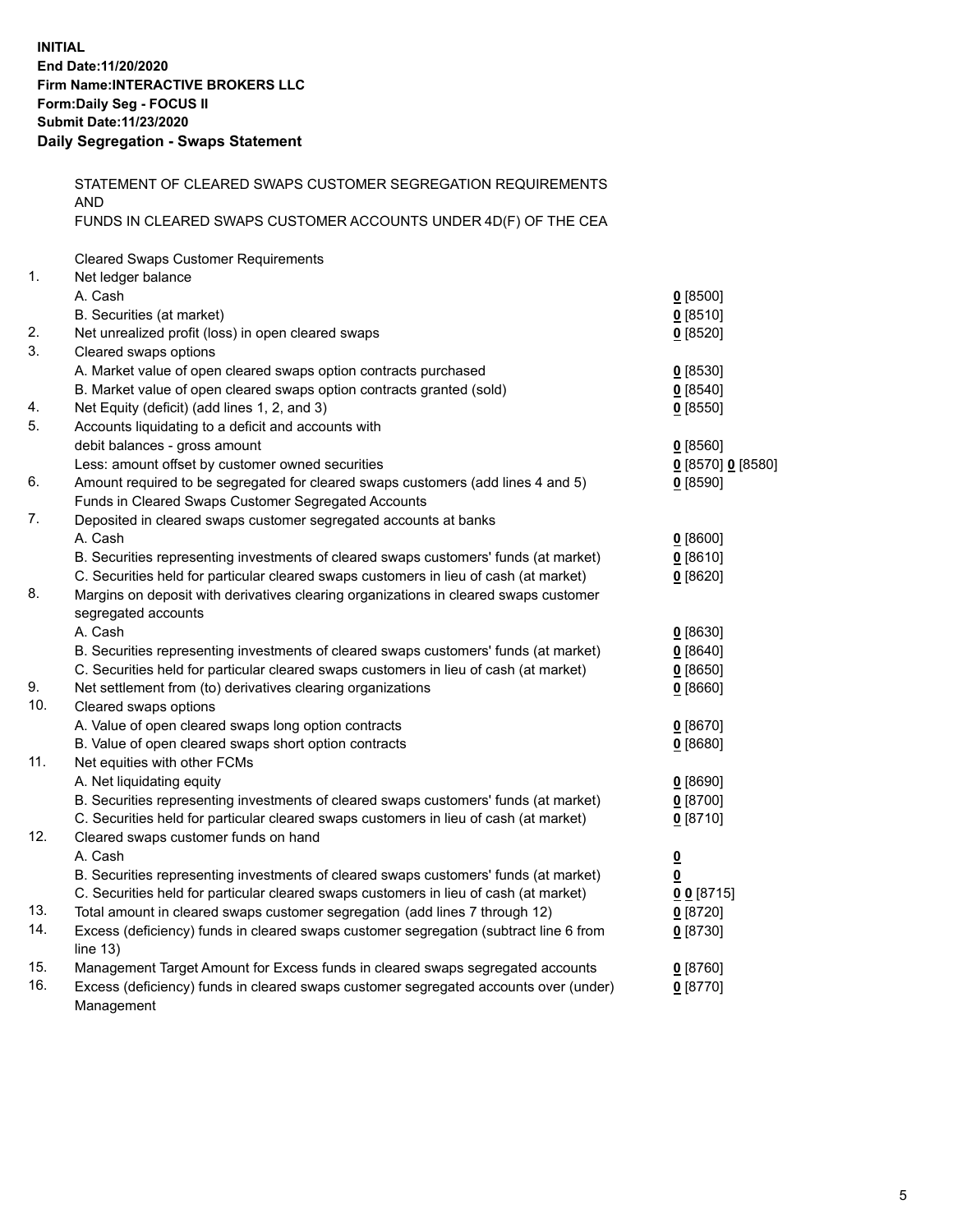**INITIAL**
**End Date:11/20/2020**
**Firm Name:INTERACTIVE BROKERS LLC**
**Form:Daily Seg - FOCUS II**
**Submit Date:11/23/2020**
**Daily Segregation - Swaps Statement**

STATEMENT OF CLEARED SWAPS CUSTOMER SEGREGATION REQUIREMENTS AND FUNDS IN CLEARED SWAPS CUSTOMER ACCOUNTS UNDER 4D(F) OF THE CEA

| | | |
|---|---|---|
| | Cleared Swaps Customer Requirements | |
| 1. | Net ledger balance | |
| | A. Cash | 0 [8500] |
| | B. Securities (at market) | 0 [8510] |
| 2. | Net unrealized profit (loss) in open cleared swaps | 0 [8520] |
| 3. | Cleared swaps options | |
| | A. Market value of open cleared swaps option contracts purchased | 0 [8530] |
| | B. Market value of open cleared swaps option contracts granted (sold) | 0 [8540] |
| 4. | Net Equity (deficit) (add lines 1, 2, and 3) | 0 [8550] |
| 5. | Accounts liquidating to a deficit and accounts with | |
| | debit balances - gross amount | 0 [8560] |
| | Less: amount offset by customer owned securities | 0 [8570] 0 [8580] |
| 6. | Amount required to be segregated for cleared swaps customers (add lines 4 and 5) | 0 [8590] |
| | Funds in Cleared Swaps Customer Segregated Accounts | |
| 7. | Deposited in cleared swaps customer segregated accounts at banks | |
| | A. Cash | 0 [8600] |
| | B. Securities representing investments of cleared swaps customers' funds (at market) | 0 [8610] |
| | C. Securities held for particular cleared swaps customers in lieu of cash (at market) | 0 [8620] |
| 8. | Margins on deposit with derivatives clearing organizations in cleared swaps customer segregated accounts | |
| | A. Cash | 0 [8630] |
| | B. Securities representing investments of cleared swaps customers' funds (at market) | 0 [8640] |
| | C. Securities held for particular cleared swaps customers in lieu of cash (at market) | 0 [8650] |
| 9. | Net settlement from (to) derivatives clearing organizations | 0 [8660] |
| 10. | Cleared swaps options | |
| | A. Value of open cleared swaps long option contracts | 0 [8670] |
| | B. Value of open cleared swaps short option contracts | 0 [8680] |
| 11. | Net equities with other FCMs | |
| | A. Net liquidating equity | 0 [8690] |
| | B. Securities representing investments of cleared swaps customers' funds (at market) | 0 [8700] |
| | C. Securities held for particular cleared swaps customers in lieu of cash (at market) | 0 [8710] |
| 12. | Cleared swaps customer funds on hand | |
| | A. Cash | 0 |
| | B. Securities representing investments of cleared swaps customers' funds (at market) | 0 |
| | C. Securities held for particular cleared swaps customers in lieu of cash (at market) | 0 0 [8715] |
| 13. | Total amount in cleared swaps customer segregation (add lines 7 through 12) | 0 [8720] |
| 14. | Excess (deficiency) funds in cleared swaps customer segregation (subtract line 6 from line 13) | 0 [8730] |
| 15. | Management Target Amount for Excess funds in cleared swaps segregated accounts | 0 [8760] |
| 16. | Excess (deficiency) funds in cleared swaps customer segregated accounts over (under) Management | 0 [8770] |